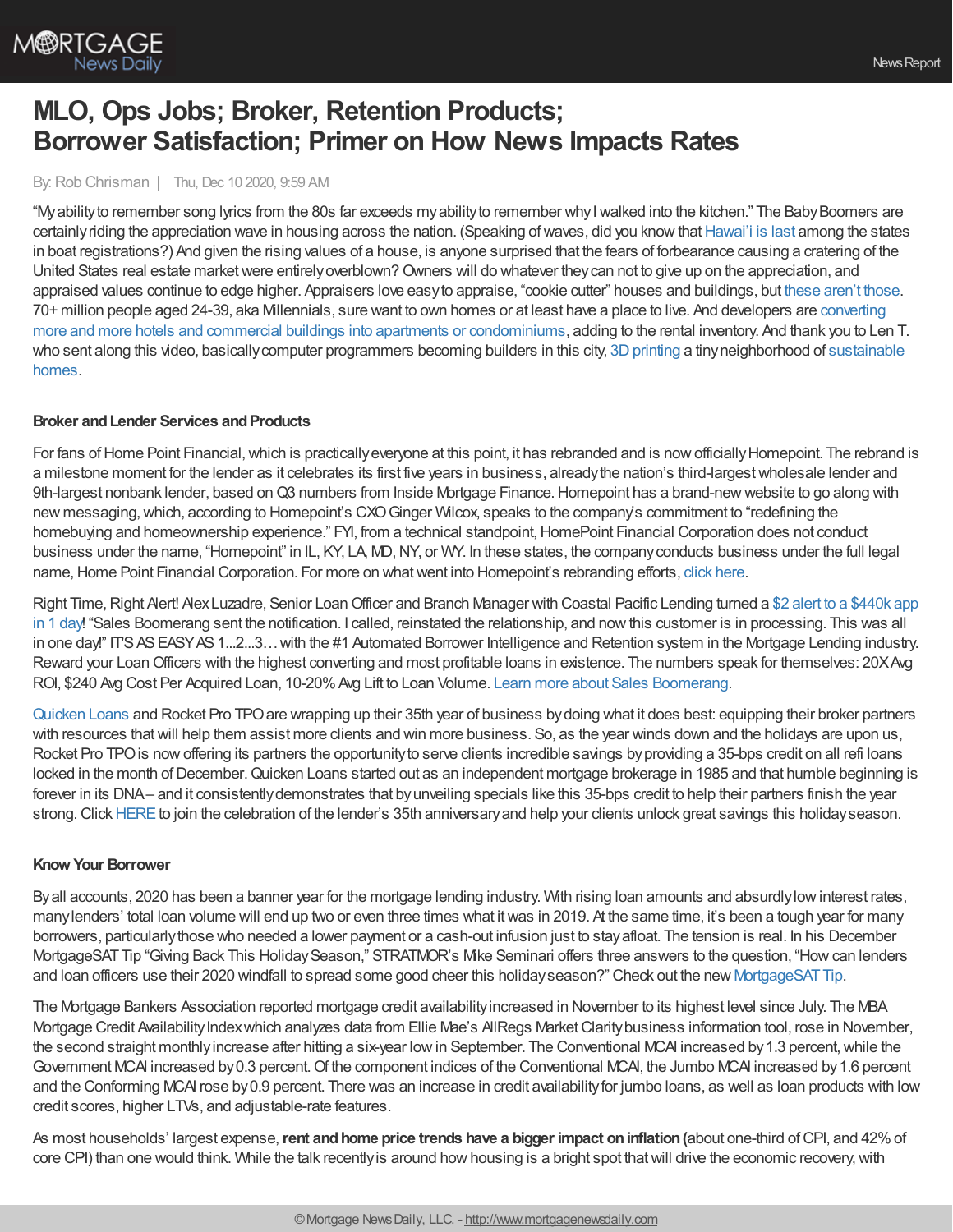# MLO, Ops Jobs; Broker, Retention Products; Borrower Satisfaction; Primer on How News Impacts Rates

By: Rob Chrisman | Thu, Dec 10 2020, 9:59 AM

"My ability to remember song lyrics from the 80s far exceeds my ability to remember why I walked into the kitchen." The Baby Boomers are certainly riding the appreciation wave in housing across the nation. (Speaking of waves, did you know that Hawai'i is last among the states in boat registrations?) And given the rising values of a house, is anyone surprised that the fears of forbearance causing a cratering of the United States real estate market were entirely overblown? Owners will do whatever they can not to give up on the appreciation, and appraised values continue to edge higher. Appraisers love easy to appraise, "cookie cutter" houses and buildings, but these aren't those. 70+ million people aged 24-39, aka Millennials, sure want to own homes or at least have a place to live. And developers are converting more and more hotels and commercial buildings into apartments or condominiums, adding to the rental inventory. And thank you to Len T. who sent along this video, basically computer programmers becoming builders in this city, 3D printing a tiny neighborhood of sustainable homes.

### Broker and Lender Services and Products

For fans of Home Point Financial, which is practically everyone at this point, it has rebranded and is now officially Homepoint. The rebrand is a milestone moment for the lender as it celebrates its first five years in business, already the nation's third-largest wholesale lender and 9th-largest nonbank lender, based on Q3 numbers from Inside Mortgage Finance. Homepoint has a brand-new website to go along with new messaging, which, according to Homepoint's CXO Ginger Wilcox, speaks to the company's commitment to "redefining the homebuying and homeownership experience." FYI, from a technical standpoint, HomePoint Financial Corporation does not conduct business under the name, "Homepoint" in IL, KY, LA, MD, NY, or WY. In these states, the company conducts business under the full legal name, Home Point Financial Corporation. For more on what went into Homepoint's rebranding efforts, click here.

Right Time, Right Alert! Alex Luzadre, Senior Loan Officer and Branch Manager with Coastal Pacific Lending turned a $2 alert to a $440k app in 1 day! "Sales Boomerang sent the notification. I called, reinstated the relationship, and now this customer is in processing. This was all in one day!" IT'S AS EASY AS 1...2...3… with the #1 Automated Borrower Intelligence and Retention system in the Mortgage Lending industry. Reward your Loan Officers with the highest converting and most profitable loans in existence. The numbers speak for themselves: 20X Avg ROI, $240 Avg Cost Per Acquired Loan, 10-20% Avg Lift to Loan Volume. Learn more about Sales Boomerang.

Quicken Loans and Rocket Pro TPO are wrapping up their 35th year of business by doing what it does best: equipping their broker partners with resources that will help them assist more clients and win more business. So, as the year winds down and the holidays are upon us, Rocket Pro TPO is now offering its partners the opportunity to serve clients incredible savings by providing a 35-bps credit on all refi loans locked in the month of December. Quicken Loans started out as an independent mortgage brokerage in 1985 and that humble beginning is forever in its DNA – and it consistently demonstrates that by unveiling specials like this 35-bps credit to help their partners finish the year strong. Click HERE to join the celebration of the lender's 35th anniversary and help your clients unlock great savings this holiday season.

### Know Your Borrower

By all accounts, 2020 has been a banner year for the mortgage lending industry. With rising loan amounts and absurdly low interest rates, many lenders' total loan volume will end up two or even three times what it was in 2019. At the same time, it's been a tough year for many borrowers, particularly those who needed a lower payment or a cash-out infusion just to stay afloat. The tension is real. In his December MortgageSAT Tip "Giving Back This Holiday Season," STRATMOR's Mike Seminari offers three answers to the question, "How can lenders and loan officers use their 2020 windfall to spread some good cheer this holiday season?" Check out the new MortgageSAT Tip.

The Mortgage Bankers Association reported mortgage credit availability increased in November to its highest level since July. The MBA Mortgage Credit Availability Index which analyzes data from Ellie Mae's AllRegs Market Clarity business information tool, rose in November, the second straight monthly increase after hitting a six-year low in September. The Conventional MCAI increased by 1.3 percent, while the Government MCAI increased by 0.3 percent. Of the component indices of the Conventional MCAI, the Jumbo MCAI increased by 1.6 percent and the Conforming MCAI rose by 0.9 percent. There was an increase in credit availability for jumbo loans, as well as loan products with low credit scores, higher LTVs, and adjustable-rate features.

As most households' largest expense, **rent and home price trends have a bigger impact on inflation (**about one-third of CPI, and 42% of core CPI) than one would think. While the talk recently is around how housing is a bright spot that will drive the economic recovery, with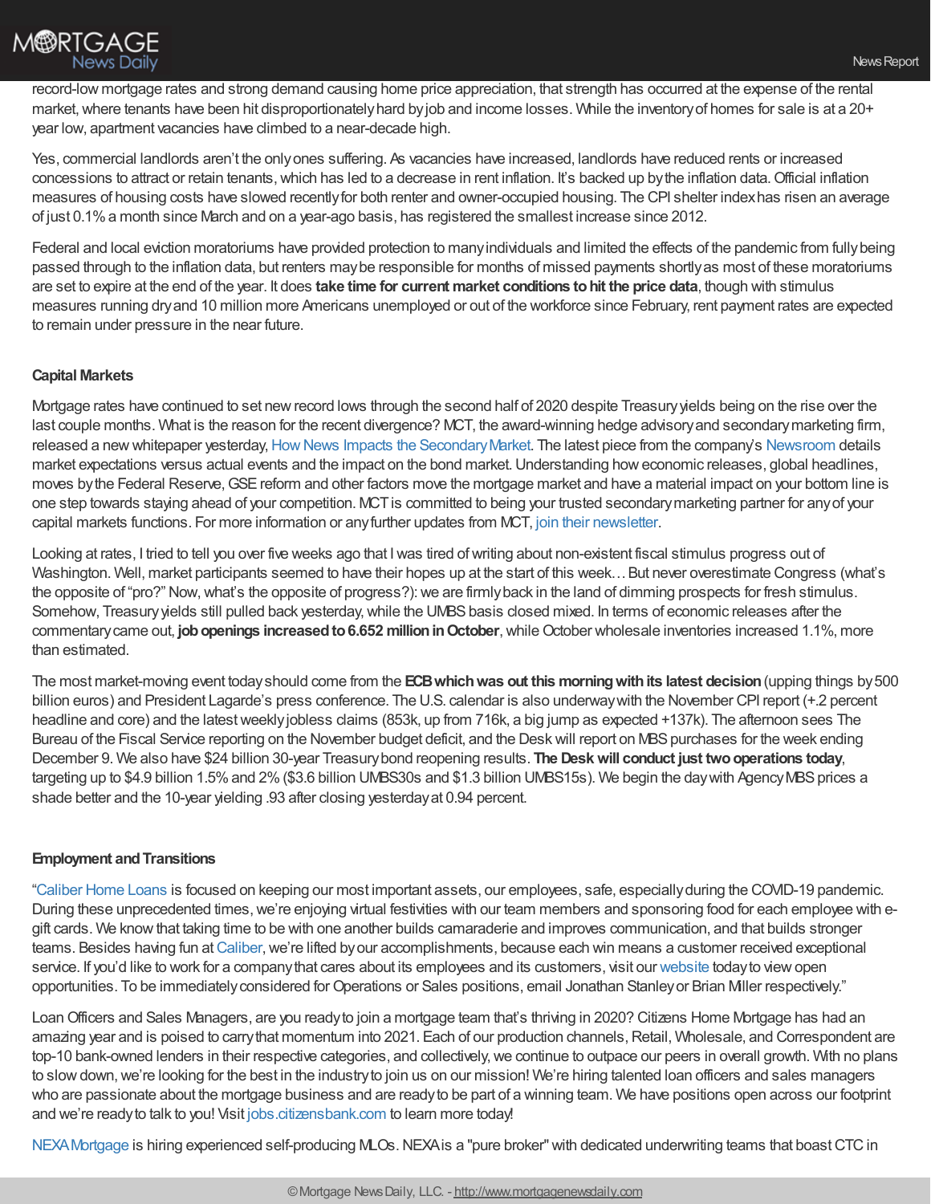record-low mortgage rates and strong demand causing home price appreciation, that strength has occurred at the expense of the rental market, where tenants have been hit disproportionately hard by job and income losses. While the inventory of homes for sale is at a 20+ year low, apartment vacancies have climbed to a near-decade high.

Yes, commercial landlords aren't the only ones suffering. As vacancies have increased, landlords have reduced rents or increased concessions to attract or retain tenants, which has led to a decrease in rent inflation. It's backed up by the inflation data. Official inflation measures of housing costs have slowed recently for both renter and owner-occupied housing. The CPI shelter index has risen an average of just 0.1% a month since March and on a year-ago basis, has registered the smallest increase since 2012.

Federal and local eviction moratoriums have provided protection to many individuals and limited the effects of the pandemic from fully being passed through to the inflation data, but renters may be responsible for months of missed payments shortly as most of these moratoriums are set to expire at the end of the year. It does **take time for current market conditions to hit the price data**, though with stimulus measures running dry and 10 million more Americans unemployed or out of the workforce since February, rent payment rates are expected to remain under pressure in the near future.

**Capital Markets**

Mortgage rates have continued to set new record lows through the second half of 2020 despite Treasury yields being on the rise over the last couple months. What is the reason for the recent divergence? MCT, the award-winning hedge advisory and secondary marketing firm, released a new whitepaper yesterday, How News Impacts the Secondary Market. The latest piece from the company's Newsroom details market expectations versus actual events and the impact on the bond market. Understanding how economic releases, global headlines, moves by the Federal Reserve, GSE reform and other factors move the mortgage market and have a material impact on your bottom line is one step towards staying ahead of your competition. MCT is committed to being your trusted secondary marketing partner for any of your capital markets functions. For more information or any further updates from MCT, join their newsletter.

Looking at rates, I tried to tell you over five weeks ago that I was tired of writing about non-existent fiscal stimulus progress out of Washington. Well, market participants seemed to have their hopes up at the start of this week… But never overestimate Congress (what's the opposite of "pro?" Now, what's the opposite of progress?): we are firmly back in the land of dimming prospects for fresh stimulus. Somehow, Treasury yields still pulled back yesterday, while the UMBS basis closed mixed. In terms of economic releases after the commentary came out, **job openings increased to 6.652 million in October**, while October wholesale inventories increased 1.1%, more than estimated.

The most market-moving event today should come from the **ECB which was out this morning with its latest decision** (upping things by 500 billion euros) and President Lagarde's press conference. The U.S. calendar is also underway with the November CPI report (+.2 percent headline and core) and the latest weekly jobless claims (853k, up from 716k, a big jump as expected +137k). The afternoon sees The Bureau of the Fiscal Service reporting on the November budget deficit, and the Desk will report on MBS purchases for the week ending December 9. We also have $24 billion 30-year Treasury bond reopening results. **The Desk will conduct just two operations today**, targeting up to $4.9 billion 1.5% and 2% ($3.6 billion UMBS30s and $1.3 billion UMBS15s). We begin the day with Agency MBS prices a shade better and the 10-year yielding .93 after closing yesterday at 0.94 percent.

**Employment and Transitions**

"Caliber Home Loans is focused on keeping our most important assets, our employees, safe, especially during the COVID-19 pandemic. During these unprecedented times, we're enjoying virtual festivities with our team members and sponsoring food for each employee with e-gift cards. We know that taking time to be with one another builds camaraderie and improves communication, and that builds stronger teams. Besides having fun at Caliber, we're lifted by our accomplishments, because each win means a customer received exceptional service. If you'd like to work for a company that cares about its employees and its customers, visit our website today to view open opportunities. To be immediately considered for Operations or Sales positions, email Jonathan Stanley or Brian Miller respectively."

Loan Officers and Sales Managers, are you ready to join a mortgage team that's thriving in 2020? Citizens Home Mortgage has had an amazing year and is poised to carry that momentum into 2021. Each of our production channels, Retail, Wholesale, and Correspondent are top-10 bank-owned lenders in their respective categories, and collectively, we continue to outpace our peers in overall growth. With no plans to slow down, we're looking for the best in the industry to join us on our mission! We're hiring talented loan officers and sales managers who are passionate about the mortgage business and are ready to be part of a winning team. We have positions open across our footprint and we're ready to talk to you! Visit jobs.citizensbank.com to learn more today!

NEXA Mortgage is hiring experienced self-producing MLOs. NEXA is a "pure broker" with dedicated underwriting teams that boast CTC in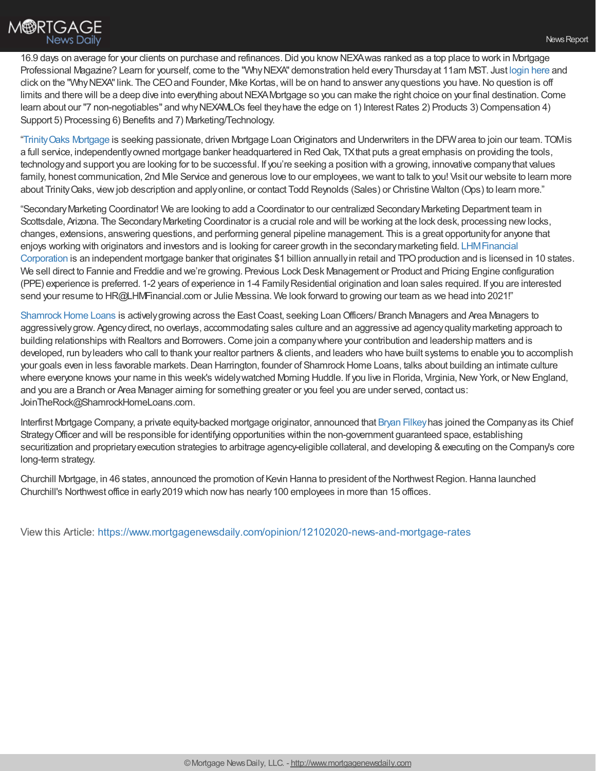16.9 days on average for your clients on purchase and refinances. Did you know NEXA was ranked as a top place to work in Mortgage Professional Magazine? Learn for yourself, come to the "Why NEXA" demonstration held every Thursday at 11am MST. Just login here and click on the "Why NEXA" link. The CEO and Founder, Mike Kortas, will be on hand to answer any questions you have. No question is off limits and there will be a deep dive into everything about NEXA Mortgage so you can make the right choice on your final destination. Come learn about our "7 non-negotiables" and why NEXA MLOs feel they have the edge on 1) Interest Rates 2) Products 3) Compensation 4) Support 5) Processing 6) Benefits and 7) Marketing/Technology.

"Trinity Oaks Mortgage is seeking passionate, driven Mortgage Loan Originators and Underwriters in the DFW area to join our team. TOM is a full service, independently owned mortgage banker headquartered in Red Oak, TX that puts a great emphasis on providing the tools, technology and support you are looking for to be successful. If you're seeking a position with a growing, innovative company that values family, honest communication, 2nd Mile Service and generous love to our employees, we want to talk to you! Visit our website to learn more about Trinity Oaks, view job description and apply online, or contact Todd Reynolds (Sales) or Christine Walton (Ops) to learn more."

"Secondary Marketing Coordinator! We are looking to add a Coordinator to our centralized Secondary Marketing Department team in Scottsdale, Arizona. The Secondary Marketing Coordinator is a crucial role and will be working at the lock desk, processing new locks, changes, extensions, answering questions, and performing general pipeline management. This is a great opportunity for anyone that enjoys working with originators and investors and is looking for career growth in the secondary marketing field. LHM Financial Corporation is an independent mortgage banker that originates $1 billion annually in retail and TPO production and is licensed in 10 states. We sell direct to Fannie and Freddie and we're growing. Previous Lock Desk Management or Product and Pricing Engine configuration (PPE) experience is preferred. 1-2 years of experience in 1-4 Family Residential origination and loan sales required. If you are interested send your resume to HR@LHMFinancial.com or Julie Messina. We look forward to growing our team as we head into 2021!"

Shamrock Home Loans is actively growing across the East Coast, seeking Loan Officers/ Branch Managers and Area Managers to aggressively grow. Agency direct, no overlays, accommodating sales culture and an aggressive ad agency quality marketing approach to building relationships with Realtors and Borrowers. Come join a company where your contribution and leadership matters and is developed, run by leaders who call to thank your realtor partners & clients, and leaders who have built systems to enable you to accomplish your goals even in less favorable markets. Dean Harrington, founder of Shamrock Home Loans, talks about building an intimate culture where everyone knows your name in this week's widely watched Morning Huddle. If you live in Florida, Virginia, New York, or New England, and you are a Branch or Area Manager aiming for something greater or you feel you are under served, contact us: JoinTheRock@ShamrockHomeLoans.com.

Interfirst Mortgage Company, a private equity-backed mortgage originator, announced that Bryan Filkey has joined the Company as its Chief Strategy Officer and will be responsible for identifying opportunities within the non-government guaranteed space, establishing securitization and proprietary execution strategies to arbitrage agency-eligible collateral, and developing & executing on the Company's core long-term strategy.

Churchill Mortgage, in 46 states, announced the promotion of Kevin Hanna to president of the Northwest Region. Hanna launched Churchill's Northwest office in early 2019 which now has nearly 100 employees in more than 15 offices.

View this Article: https://www.mortgagenewsdaily.com/opinion/12102020-news-and-mortgage-rates